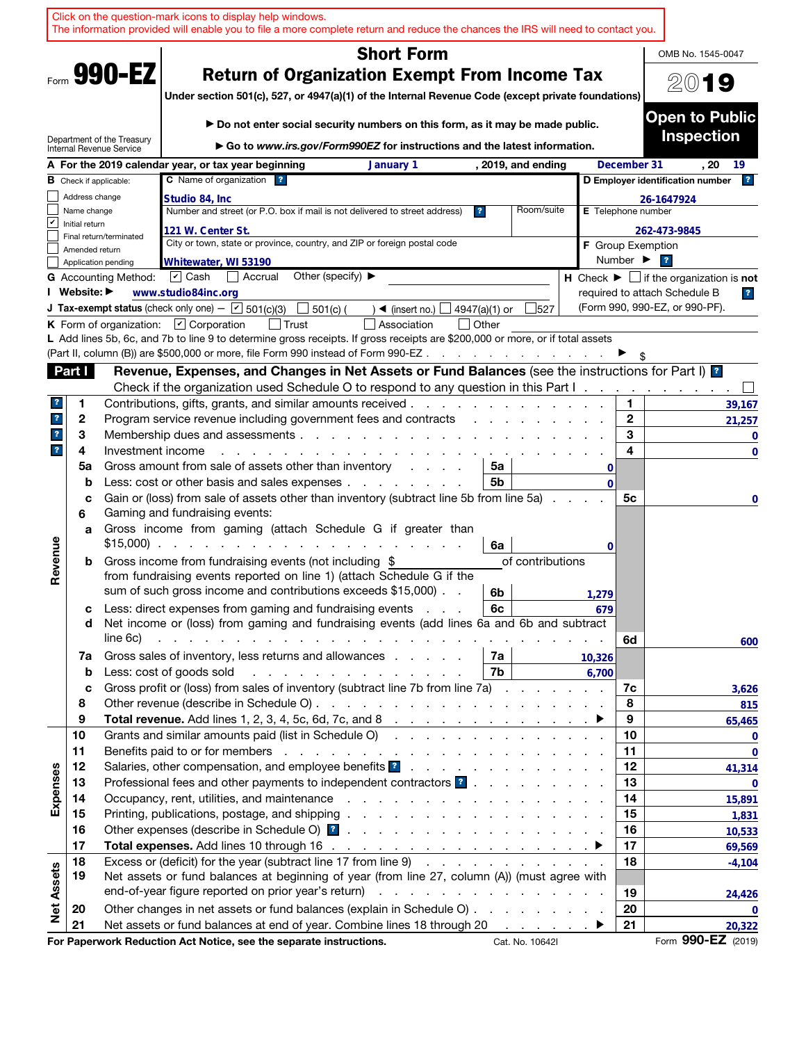Click on the question-mark icons to display help windows.
The information provided will enable you to file a more complete return and reduce the chances the IRS will need to contact you.

# Form 990-EZ

## Short Form
## Return of Organization Exempt From Income Tax

**Under section 501(c), 527, or 4947(a)(1) of the Internal Revenue Code (except private foundations)**

▶ Do not enter social security numbers on this form, as it may be made public.

▶ Go to *www.irs.gov/Form990EZ* for instructions and the latest information.

Department of the Treasury
Internal Revenue Service

OMB No. 1545-0047

**2019**

**Open to Public Inspection**

**A** For the 2019 calendar year, or tax year beginning January 1, 2019, and ending December 31, 20 19

**B** Check if applicable:
- ☐ Address change
- ☐ Name change
- ☑ Initial return
- ☐ Final return/terminated
- ☐ Amended return
- ☐ Application pending

**C** Name of organization: Studio 84, Inc

Number and street (or P.O. box if mail is not delivered to street address): 121 W. Center St. Room/suite:

City or town, state or province, country, and ZIP or foreign postal code: Whitewater, WI 53190

**D** Employer identification number: 26-1647924

**E** Telephone number: 262-473-9845

**F** Group Exemption Number ▶

**G** Accounting Method: ☑ Cash ☐ Accrual Other (specify) ▶

**H** Check ▶ ☐ if the organization is **not** required to attach Schedule B (Form 990, 990-EZ, or 990-PF).

**I** Website: ▶ www.studio84inc.org

**J** Tax-exempt status (check only one) — ☑ 501(c)(3) ☐ 501(c) ( ) ◀ (insert no.) ☐ 4947(a)(1) or ☐ 527

**K** Form of organization: ☑ Corporation ☐ Trust ☐ Association ☐ Other

**L** Add lines 5b, 6c, and 7b to line 9 to determine gross receipts. If gross receipts are $200,000 or more, or if total assets (Part II, column (B)) are $500,000 or more, file Form 990 instead of Form 990-EZ . . . ▶ $

## Part I Revenue, Expenses, and Changes in Net Assets or Fund Balances (see the instructions for Part I)

Check if the organization used Schedule O to respond to any question in this Part I . . . ☐

| Section | Line | Description | Sub-line | Sub-amount | Line | Amount |
|---|---|---|---|---|---|---|
| Revenue | 1 | Contributions, gifts, grants, and similar amounts received | | | 1 | 39,167 |
| | 2 | Program service revenue including government fees and contracts | | | 2 | 21,257 |
| | 3 | Membership dues and assessments | | | 3 | 0 |
| | 4 | Investment income | | | 4 | 0 |
| | 5a | Gross amount from sale of assets other than inventory | 5a | 0 | | |
| | b | Less: cost or other basis and sales expenses | 5b | 0 | | |
| | c | Gain or (loss) from sale of assets other than inventory (subtract line 5b from line 5a) | | | 5c | 0 |
| | 6 | Gaming and fundraising events: | | | | |
| | a | Gross income from gaming (attach Schedule G if greater than $15,000) | 6a | 0 | | |
| | b | Gross income from fundraising events (not including $ ____ of contributions from fundraising events reported on line 1) (attach Schedule G if the sum of such gross income and contributions exceeds $15,000) | 6b | 1,279 | | |
| | c | Less: direct expenses from gaming and fundraising events | 6c | 679 | | |
| | d | Net income or (loss) from gaming and fundraising events (add lines 6a and 6b and subtract line 6c) | | | 6d | 600 |
| | 7a | Gross sales of inventory, less returns and allowances | 7a | 10,326 | | |
| | b | Less: cost of goods sold | 7b | 6,700 | | |
| | c | Gross profit or (loss) from sales of inventory (subtract line 7b from line 7a) | | | 7c | 3,626 |
| | 8 | Other revenue (describe in Schedule O) | | | 8 | 815 |
| | 9 | **Total revenue.** Add lines 1, 2, 3, 4, 5c, 6d, 7c, and 8 ▶ | | | 9 | 65,465 |
| Expenses | 10 | Grants and similar amounts paid (list in Schedule O) | | | 10 | 0 |
| | 11 | Benefits paid to or for members | | | 11 | 0 |
| | 12 | Salaries, other compensation, and employee benefits | | | 12 | 41,314 |
| | 13 | Professional fees and other payments to independent contractors | | | 13 | 0 |
| | 14 | Occupancy, rent, utilities, and maintenance | | | 14 | 15,891 |
| | 15 | Printing, publications, postage, and shipping | | | 15 | 1,831 |
| | 16 | Other expenses (describe in Schedule O) | | | 16 | 10,533 |
| | 17 | **Total expenses.** Add lines 10 through 16 ▶ | | | 17 | 69,569 |
| Net Assets | 18 | Excess or (deficit) for the year (subtract line 17 from line 9) | | | 18 | -4,104 |
| | 19 | Net assets or fund balances at beginning of year (from line 27, column (A)) (must agree with end-of-year figure reported on prior year's return) | | | 19 | 24,426 |
| | 20 | Other changes in net assets or fund balances (explain in Schedule O) | | | 20 | 0 |
| | 21 | Net assets or fund balances at end of year. Combine lines 18 through 20 ▶ | | | 21 | 20,322 |

**For Paperwork Reduction Act Notice, see the separate instructions.** Cat. No. 10642I Form **990-EZ** (2019)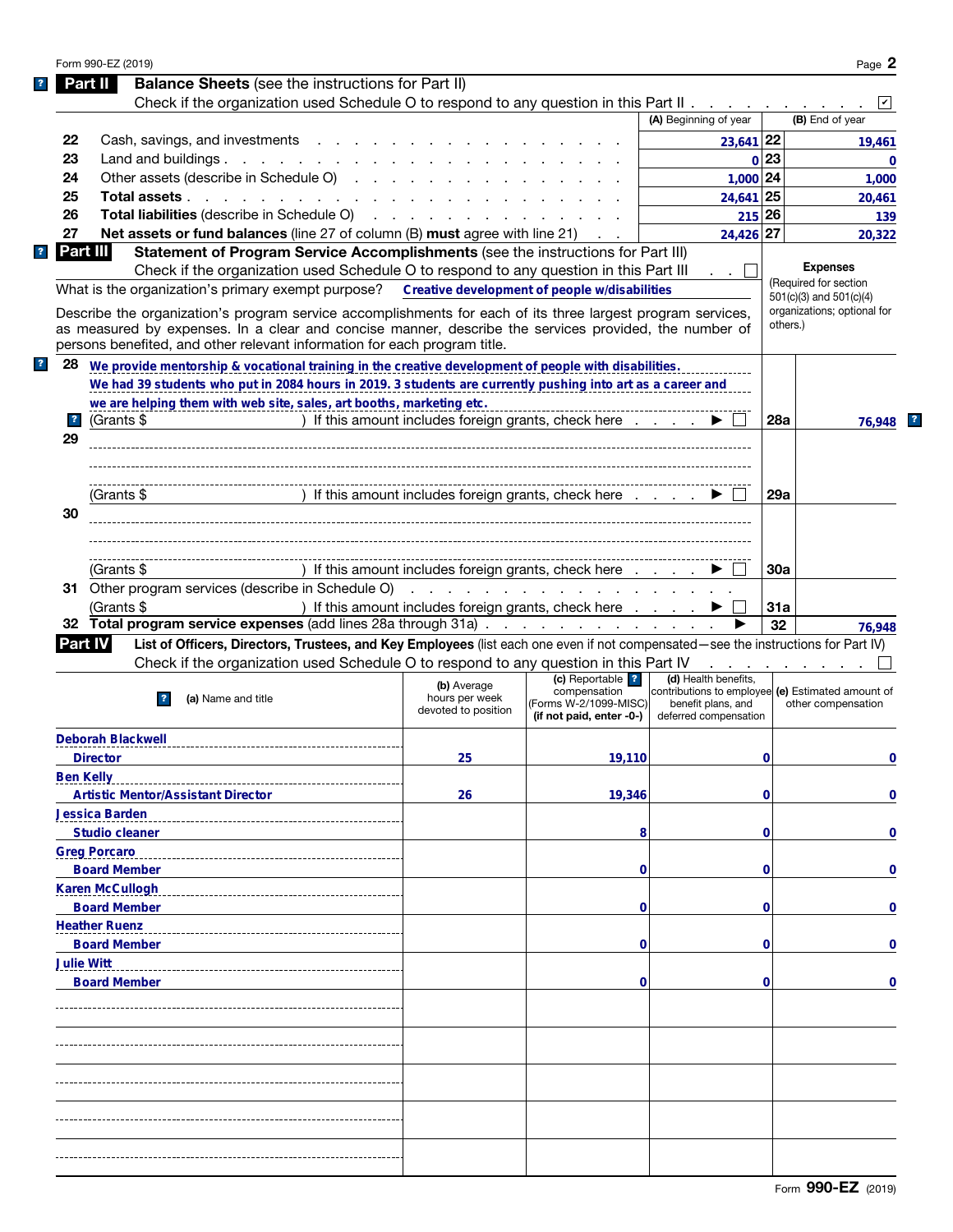Form 990-EZ (2019)

## Part II Balance Sheets (see the instructions for Part II)

Check if the organization used Schedule O to respond to any question in this Part II . . . . . . . . . . ☑

| | | (A) Beginning of year | | (B) End of year |
|---|---|---|---|---|
| 22 | Cash, savings, and investments | 23,641 | 22 | 19,461 |
| 23 | Land and buildings | 0 | 23 | 0 |
| 24 | Other assets (describe in Schedule O) | 1,000 | 24 | 1,000 |
| 25 | **Total assets** | 24,641 | 25 | 20,461 |
| 26 | **Total liabilities** (describe in Schedule O) | 215 | 26 | 139 |
| 27 | **Net assets or fund balances** (line 27 of column (B) **must** agree with line 21) | 24,426 | 27 | 20,322 |

## Part III Statement of Program Service Accomplishments (see the instructions for Part III)

Check if the organization used Schedule O to respond to any question in this Part III . . ☐

What is the organization's primary exempt purpose? **Creative development of people w/disabilities**

Describe the organization's program service accomplishments for each of its three largest program services, as measured by expenses. In a clear and concise manner, describe the services provided, the number of persons benefited, and other relevant information for each program title.

**Expenses** (Required for section 501(c)(3) and 501(c)(4) organizations; optional for others.)

| | | | |
|---|---|---|---|
| 28 | We provide mentorship & vocational training in the creative development of people with disabilities. We had 39 students who put in 2084 hours in 2019. 3 students are currently pushing into art as a career and we are helping them with web site, sales, art booths, marketing etc. (Grants $ ) If this amount includes foreign grants, check here ▶ ☐ | 28a | 76,948 |
| 29 | (Grants $ ) If this amount includes foreign grants, check here ▶ ☐ | 29a | |
| 30 | (Grants $ ) If this amount includes foreign grants, check here ▶ ☐ | 30a | |
| 31 | Other program services (describe in Schedule O) (Grants $ ) If this amount includes foreign grants, check here ▶ ☐ | 31a | |
| 32 | **Total program service expenses** (add lines 28a through 31a) ▶ | 32 | 76,948 |

## Part IV List of Officers, Directors, Trustees, and Key Employees (list each one even if not compensated—see the instructions for Part IV)

Check if the organization used Schedule O to respond to any question in this Part IV . . . . . . . . ☐

| (a) Name and title | (b) Average hours per week devoted to position | (c) Reportable compensation (Forms W-2/1099-MISC) (if not paid, enter -0-) | (d) Health benefits, contributions to employee benefit plans, and deferred compensation | (e) Estimated amount of other compensation |
|---|---|---|---|---|
| Deborah Blackwell<br>Director | 25 | 19,110 | 0 | 0 |
| Ben Kelly<br>Artistic Mentor/Assistant Director | 26 | 19,346 | 0 | 0 |
| Jessica Barden<br>Studio cleaner | | 8 | 0 | 0 |
| Greg Porcaro<br>Board Member | | 0 | 0 | 0 |
| Karen McCullogh<br>Board Member | | 0 | 0 | 0 |
| Heather Ruenz<br>Board Member | | 0 | 0 | 0 |
| Julie Witt<br>Board Member | | 0 | 0 | 0 |

Form **990-EZ** (2019)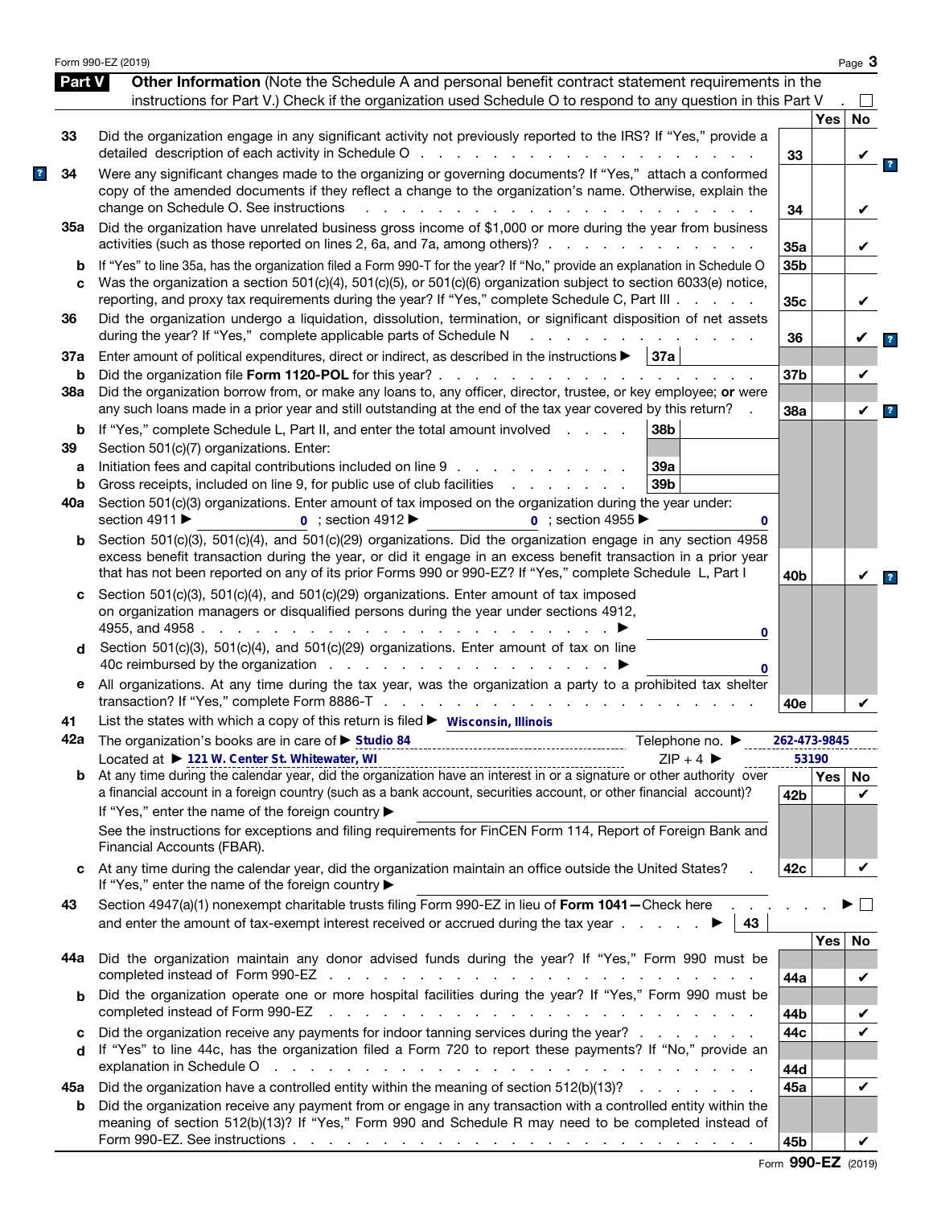## Part V Other Information

(Note the Schedule A and personal benefit contract statement requirements in the instructions for Part V.) Check if the organization used Schedule O to respond to any question in this Part V . ☐

| | | | Yes | No |
|---|---|---|---|---|
| 33 | Did the organization engage in any significant activity not previously reported to the IRS? If "Yes," provide a detailed description of each activity in Schedule O | 33 | | ✔ |
| 34 | Were any significant changes made to the organizing or governing documents? If "Yes," attach a conformed copy of the amended documents if they reflect a change to the organization's name. Otherwise, explain the change on Schedule O. See instructions | 34 | | ✔ |
| 35a | Did the organization have unrelated business gross income of $1,000 or more during the year from business activities (such as those reported on lines 2, 6a, and 7a, among others)? | 35a | | ✔ |
| b | If "Yes" to line 35a, has the organization filed a Form 990-T for the year? If "No," provide an explanation in Schedule O | 35b | | |
| c | Was the organization a section 501(c)(4), 501(c)(5), or 501(c)(6) organization subject to section 6033(e) notice, reporting, and proxy tax requirements during the year? If "Yes," complete Schedule C, Part III | 35c | | ✔ |
| 36 | Did the organization undergo a liquidation, dissolution, termination, or significant disposition of net assets during the year? If "Yes," complete applicable parts of Schedule N | 36 | | ✔ |
| 37a | Enter amount of political expenditures, direct or indirect, as described in the instructions ▶ 37a | | | |
| b | Did the organization file **Form 1120-POL** for this year? | 37b | | ✔ |
| 38a | Did the organization borrow from, or make any loans to, any officer, director, trustee, or key employee; **or** were any such loans made in a prior year and still outstanding at the end of the tax year covered by this return? | 38a | | ✔ |
| b | If "Yes," complete Schedule L, Part II, and enter the total amount involved 38b | | | |
| 39 | Section 501(c)(7) organizations. Enter: | | | |
| a | Initiation fees and capital contributions included on line 9 39a | | | |
| b | Gross receipts, included on line 9, for public use of club facilities 39b | | | |
| 40a | Section 501(c)(3) organizations. Enter amount of tax imposed on the organization during the year under: section 4911 ▶ 0 ; section 4912 ▶ 0 ; section 4955 ▶ 0 | | | |
| b | Section 501(c)(3), 501(c)(4), and 501(c)(29) organizations. Did the organization engage in any section 4958 excess benefit transaction during the year, or did it engage in an excess benefit transaction in a prior year that has not been reported on any of its prior Forms 990 or 990-EZ? If "Yes," complete Schedule L, Part I | 40b | | ✔ |
| c | Section 501(c)(3), 501(c)(4), and 501(c)(29) organizations. Enter amount of tax imposed on organization managers or disqualified persons during the year under sections 4912, 4955, and 4958 ▶ 0 | | | |
| d | Section 501(c)(3), 501(c)(4), and 501(c)(29) organizations. Enter amount of tax on line 40c reimbursed by the organization ▶ 0 | | | |
| e | All organizations. At any time during the tax year, was the organization a party to a prohibited tax shelter transaction? If "Yes," complete Form 8886-T | 40e | | ✔ |

41 List the states with which a copy of this return is filed ▶ Wisconsin, Illinois

42a The organization's books are in care of ▶ Studio 84 Telephone no. ▶ 262-473-9845

Located at ▶ 121 W. Center St. Whitewater, WI ZIP + 4 ▶ 53190

| | | | Yes | No |
|---|---|---|---|---|
| b | At any time during the calendar year, did the organization have an interest in or a signature or other authority over a financial account in a foreign country (such as a bank account, securities account, or other financial account)? If "Yes," enter the name of the foreign country ▶ See the instructions for exceptions and filing requirements for FinCEN Form 114, Report of Foreign Bank and Financial Accounts (FBAR). | 42b | | ✔ |
| c | At any time during the calendar year, did the organization maintain an office outside the United States? If "Yes," enter the name of the foreign country ▶ | 42c | | ✔ |

43 Section 4947(a)(1) nonexempt charitable trusts filing Form 990-EZ in lieu of **Form 1041—**Check here ▶ ☐ and enter the amount of tax-exempt interest received or accrued during the tax year ▶ 43

| | | | Yes | No |
|---|---|---|---|---|
| 44a | Did the organization maintain any donor advised funds during the year? If "Yes," Form 990 must be completed instead of Form 990-EZ | 44a | | ✔ |
| b | Did the organization operate one or more hospital facilities during the year? If "Yes," Form 990 must be completed instead of Form 990-EZ | 44b | | ✔ |
| c | Did the organization receive any payments for indoor tanning services during the year? | 44c | | ✔ |
| d | If "Yes" to line 44c, has the organization filed a Form 720 to report these payments? If "No," provide an explanation in Schedule O | 44d | | |
| 45a | Did the organization have a controlled entity within the meaning of section 512(b)(13)? | 45a | | ✔ |
| b | Did the organization receive any payment from or engage in any transaction with a controlled entity within the meaning of section 512(b)(13)? If "Yes," Form 990 and Schedule R may need to be completed instead of Form 990-EZ. See instructions | 45b | | ✔ |

Form **990-EZ** (2019)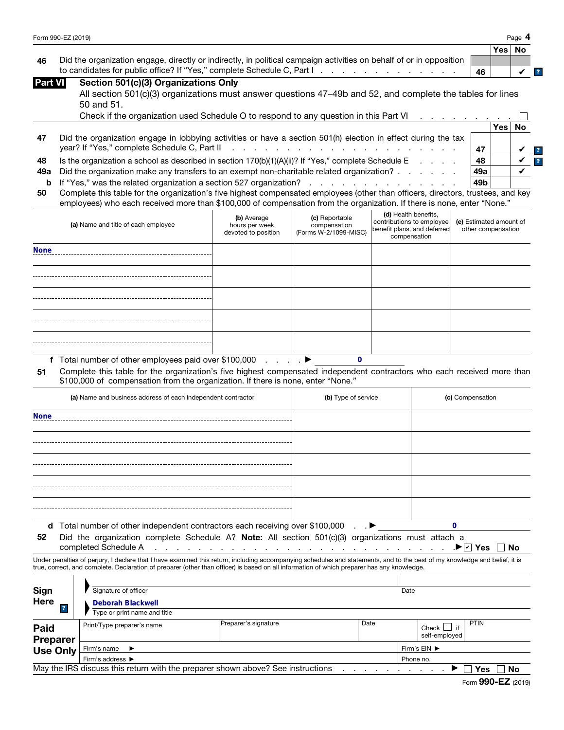Form 990-EZ (2019)

| | | | Yes | No |
|---|---|---|---|---|
| **46** | Did the organization engage, directly or indirectly, in political campaign activities on behalf of or in opposition to candidates for public office? If "Yes," complete Schedule C, Part I | 46 | | ✔ |

## Part VI Section 501(c)(3) Organizations Only

All section 501(c)(3) organizations must answer questions 47–49b and 52, and complete the tables for lines 50 and 51.

Check if the organization used Schedule O to respond to any question in this Part VI ☐

| | | | Yes | No |
|---|---|---|---|---|
| **47** | Did the organization engage in lobbying activities or have a section 501(h) election in effect during the tax year? If "Yes," complete Schedule C, Part II | 47 | | ✔ |
| **48** | Is the organization a school as described in section 170(b)(1)(A)(ii)? If "Yes," complete Schedule E | 48 | | ✔ |
| **49a** | Did the organization make any transfers to an exempt non-charitable related organization? | 49a | | ✔ |
| **b** | If "Yes," was the related organization a section 527 organization? | 49b | | |

**50** Complete this table for the organization's five highest compensated employees (other than officers, directors, trustees, and key employees) who each received more than $100,000 of compensation from the organization. If there is none, enter "None."

| (a) Name and title of each employee | (b) Average hours per week devoted to position | (c) Reportable compensation (Forms W-2/1099-MISC) | (d) Health benefits, contributions to employee benefit plans, and deferred compensation | (e) Estimated amount of other compensation |
|---|---|---|---|---|
| None | | | | |
| | | | | |
| | | | | |
| | | | | |
| | | | | |

**f** Total number of other employees paid over $100,000 ▶ 0

**51** Complete this table for the organization's five highest compensated independent contractors who each received more than $100,000 of compensation from the organization. If there is none, enter "None."

| (a) Name and business address of each independent contractor | (b) Type of service | (c) Compensation |
|---|---|---|
| None | | |
| | | |
| | | |
| | | |
| | | |

**d** Total number of other independent contractors each receiving over $100,000 ▶ 0

**52** Did the organization complete Schedule A? **Note:** All section 501(c)(3) organizations must attach a completed Schedule A ▶ ☑ Yes ☐ No

Under penalties of perjury, I declare that I have examined this return, including accompanying schedules and statements, and to the best of my knowledge and belief, it is true, correct, and complete. Declaration of preparer (other than officer) is based on all information of which preparer has any knowledge.

| | | |
|---|---|---|
| **Sign Here** | Signature of officer | Date |
| | Deborah Blackwell<br>Type or print name and title | |

| | | | | | |
|---|---|---|---|---|---|
| **Paid Preparer Use Only** | Print/Type preparer's name | Preparer's signature | Date | Check ☐ if self-employed | PTIN |
| | Firm's name ▶ | | | Firm's EIN ▶ | |
| | Firm's address ▶ | | | Phone no. | |

May the IRS discuss this return with the preparer shown above? See instructions ▶ ☐ Yes ☐ No

Form **990-EZ** (2019)